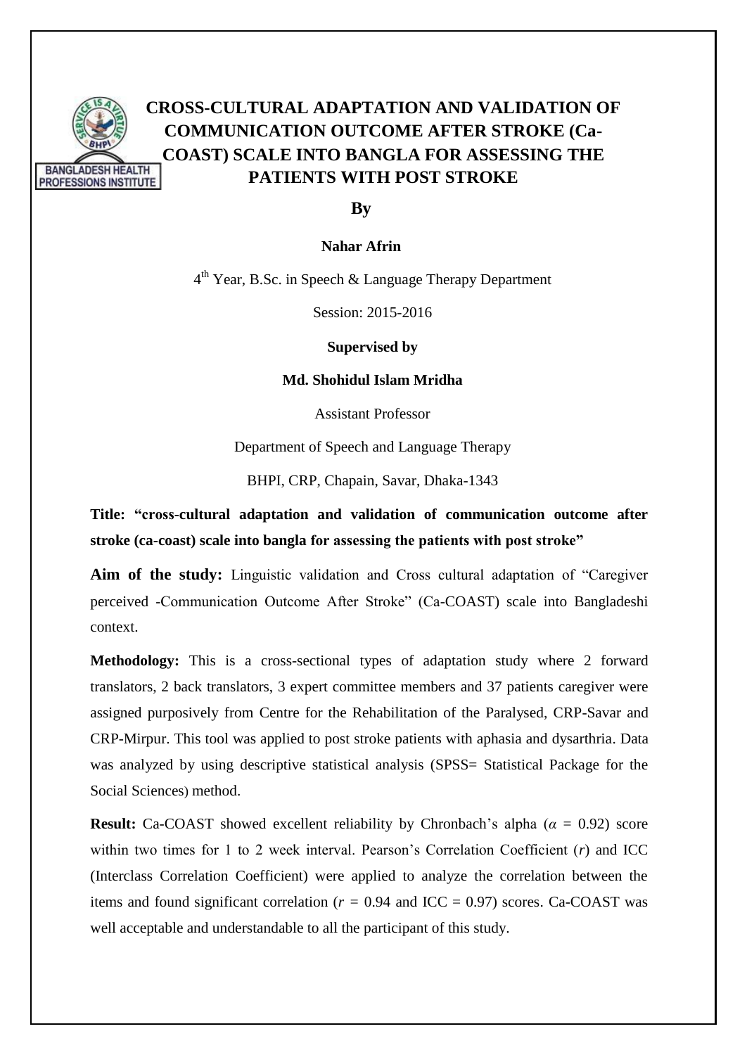BANGLADESH HEALTH PROFESSIONS INSTITUTE

# CROSS-CULTURAL ADAPTATION AND VALIDATION OF COMMUNICATION OUTCOME AFTER STROKE (Ca-COAST) SCALE INTO BANGLA FOR ASSESSING THE PATIENTS WITH POST STROKE

**By**

**Nahar Afrin**

4th Year, B.Sc. in Speech & Language Therapy Department

Session: 2015-2016

**Supervised by**

**Md. Shohidul Islam Mridha**

Assistant Professor

Department of Speech and Language Therapy

BHPI, CRP, Chapain, Savar, Dhaka-1343

**Title: "cross-cultural adaptation and validation of communication outcome after stroke (ca-coast) scale into bangla for assessing the patients with post stroke"**

**Aim of the study:** Linguistic validation and Cross cultural adaptation of "Caregiver perceived -Communication Outcome After Stroke" (Ca-COAST) scale into Bangladeshi context.

**Methodology:** This is a cross-sectional types of adaptation study where 2 forward translators, 2 back translators, 3 expert committee members and 37 patients caregiver were assigned purposively from Centre for the Rehabilitation of the Paralysed, CRP-Savar and CRP-Mirpur. This tool was applied to post stroke patients with aphasia and dysarthria. Data was analyzed by using descriptive statistical analysis (SPSS= Statistical Package for the Social Sciences) method.

**Result:** Ca-COAST showed excellent reliability by Chronbach's alpha ($\alpha$ = 0.92) score within two times for 1 to 2 week interval. Pearson's Correlation Coefficient ($r$) and ICC (Interclass Correlation Coefficient) were applied to analyze the correlation between the items and found significant correlation ($r$ = 0.94 and ICC = 0.97) scores. Ca-COAST was well acceptable and understandable to all the participant of this study.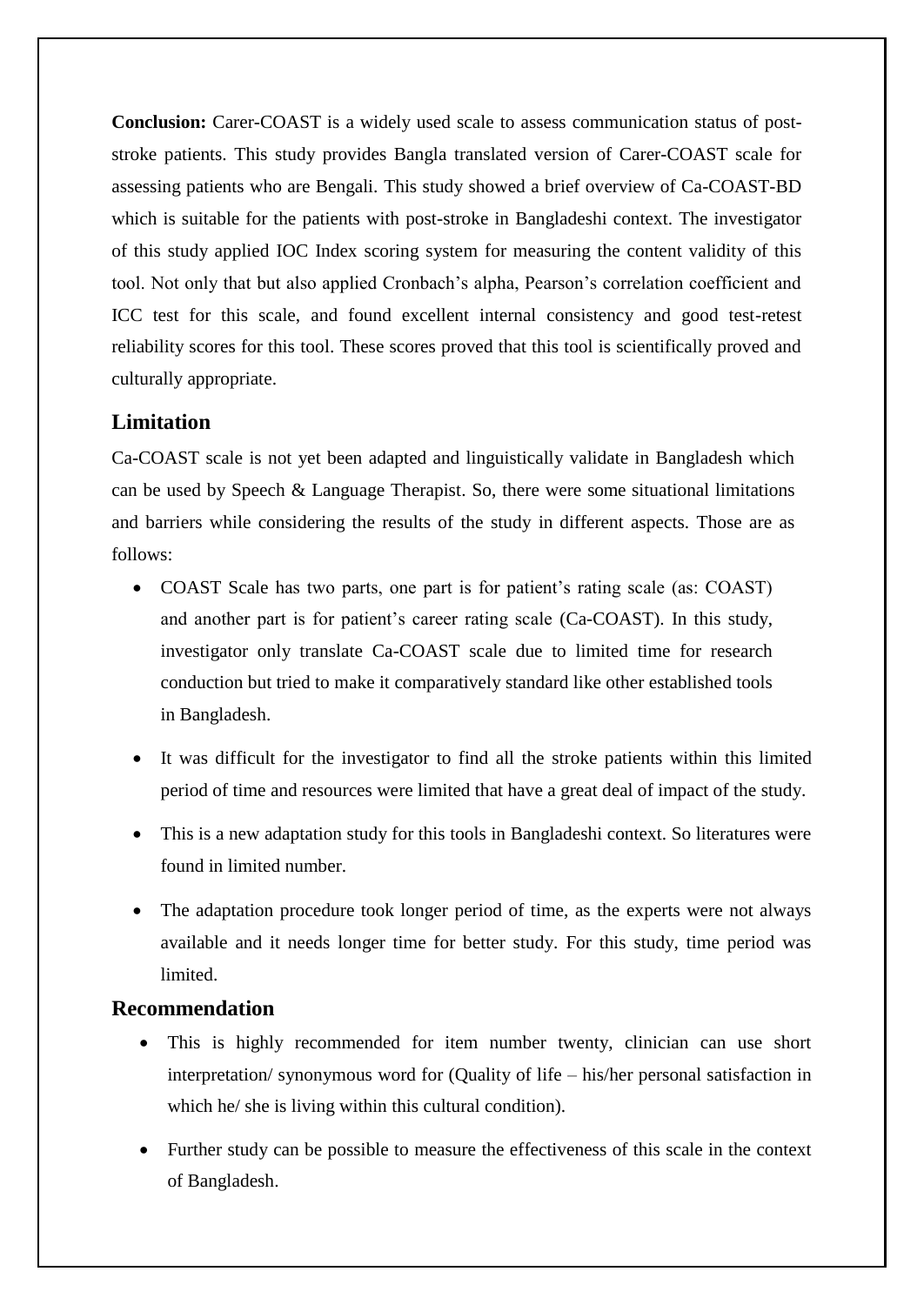**Conclusion:** Carer-COAST is a widely used scale to assess communication status of post-stroke patients. This study provides Bangla translated version of Carer-COAST scale for assessing patients who are Bengali. This study showed a brief overview of Ca-COAST-BD which is suitable for the patients with post-stroke in Bangladeshi context. The investigator of this study applied IOC Index scoring system for measuring the content validity of this tool. Not only that but also applied Cronbach's alpha, Pearson's correlation coefficient and ICC test for this scale, and found excellent internal consistency and good test-retest reliability scores for this tool. These scores proved that this tool is scientifically proved and culturally appropriate.

## Limitation

Ca-COAST scale is not yet been adapted and linguistically validate in Bangladesh which can be used by Speech & Language Therapist. So, there were some situational limitations and barriers while considering the results of the study in different aspects. Those are as follows:

- COAST Scale has two parts, one part is for patient's rating scale (as: COAST) and another part is for patient's career rating scale (Ca-COAST). In this study, investigator only translate Ca-COAST scale due to limited time for research conduction but tried to make it comparatively standard like other established tools in Bangladesh.
- It was difficult for the investigator to find all the stroke patients within this limited period of time and resources were limited that have a great deal of impact of the study.
- This is a new adaptation study for this tools in Bangladeshi context. So literatures were found in limited number.
- The adaptation procedure took longer period of time, as the experts were not always available and it needs longer time for better study. For this study, time period was limited.

## Recommendation

- This is highly recommended for item number twenty, clinician can use short interpretation/ synonymous word for (Quality of life – his/her personal satisfaction in which he/ she is living within this cultural condition).
- Further study can be possible to measure the effectiveness of this scale in the context of Bangladesh.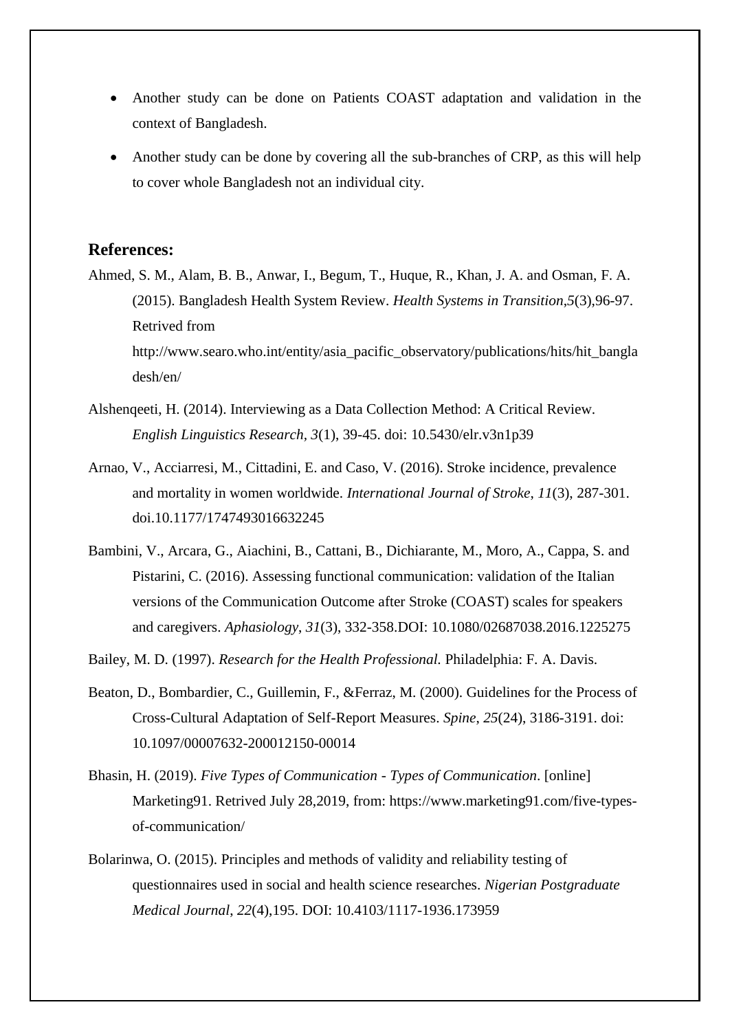- Another study can be done on Patients COAST adaptation and validation in the context of Bangladesh.
- Another study can be done by covering all the sub-branches of CRP, as this will help to cover whole Bangladesh not an individual city.

## References:

Ahmed, S. M., Alam, B. B., Anwar, I., Begum, T., Huque, R., Khan, J. A. and Osman, F. A. (2015). Bangladesh Health System Review. *Health Systems in Transition*,*5*(3),96-97. Retrived from http://www.searo.who.int/entity/asia_pacific_observatory/publications/hits/hit_bangladesh/en/

Alshenqeeti, H. (2014). Interviewing as a Data Collection Method: A Critical Review. *English Linguistics Research*, *3*(1), 39-45. doi: 10.5430/elr.v3n1p39

Arnao, V., Acciarresi, M., Cittadini, E. and Caso, V. (2016). Stroke incidence, prevalence and mortality in women worldwide. *International Journal of Stroke*, *11*(3), 287-301. doi.10.1177/1747493016632245

Bambini, V., Arcara, G., Aiachini, B., Cattani, B., Dichiarante, M., Moro, A., Cappa, S. and Pistarini, C. (2016). Assessing functional communication: validation of the Italian versions of the Communication Outcome after Stroke (COAST) scales for speakers and caregivers. *Aphasiology*, *31*(3), 332-358.DOI: 10.1080/02687038.2016.1225275

Bailey, M. D. (1997). *Research for the Health Professional.* Philadelphia: F. A. Davis.

Beaton, D., Bombardier, C., Guillemin, F., &Ferraz, M. (2000). Guidelines for the Process of Cross-Cultural Adaptation of Self-Report Measures. *Spine*, *25*(24), 3186-3191. doi: 10.1097/00007632-200012150-00014

Bhasin, H. (2019). *Five Types of Communication - Types of Communication*. [online] Marketing91. Retrived July 28,2019, from: https://www.marketing91.com/five-types-of-communication/

Bolarinwa, O. (2015). Principles and methods of validity and reliability testing of questionnaires used in social and health science researches. *Nigerian Postgraduate Medical Journal*, *22*(4),195. DOI: 10.4103/1117-1936.173959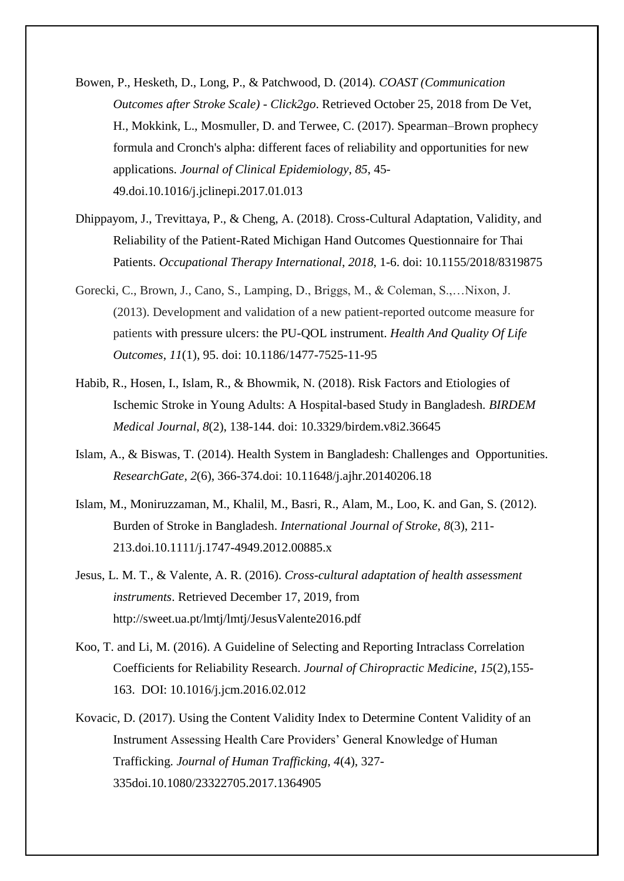Bowen, P., Hesketh, D., Long, P., & Patchwood, D. (2014). *COAST (Communication Outcomes after Stroke Scale) - Click2go*. Retrieved October 25, 2018 from De Vet, H., Mokkink, L., Mosmuller, D. and Terwee, C. (2017). Spearman–Brown prophecy formula and Cronch's alpha: different faces of reliability and opportunities for new applications. *Journal of Clinical Epidemiology*, *85*, 45-49.doi.10.1016/j.jclinepi.2017.01.013

Dhippayom, J., Trevittaya, P., & Cheng, A. (2018). Cross-Cultural Adaptation, Validity, and Reliability of the Patient-Rated Michigan Hand Outcomes Questionnaire for Thai Patients. *Occupational Therapy International*, *2018*, 1-6. doi: 10.1155/2018/8319875

Gorecki, C., Brown, J., Cano, S., Lamping, D., Briggs, M., & Coleman, S.,…Nixon, J. (2013). Development and validation of a new patient-reported outcome measure for patients with pressure ulcers: the PU-QOL instrument. *Health And Quality Of Life Outcomes*, *11*(1), 95. doi: 10.1186/1477-7525-11-95

Habib, R., Hosen, I., Islam, R., & Bhowmik, N. (2018). Risk Factors and Etiologies of Ischemic Stroke in Young Adults: A Hospital-based Study in Bangladesh. *BIRDEM Medical Journal*, *8*(2), 138-144. doi: 10.3329/birdem.v8i2.36645

Islam, A., & Biswas, T. (2014). Health System in Bangladesh: Challenges and Opportunities. *ResearchGate*, *2*(6), 366-374.doi: 10.11648/j.ajhr.20140206.18

Islam, M., Moniruzzaman, M., Khalil, M., Basri, R., Alam, M., Loo, K. and Gan, S. (2012). Burden of Stroke in Bangladesh. *International Journal of Stroke*, *8*(3), 211-213.doi.10.1111/j.1747-4949.2012.00885.x

Jesus, L. M. T., & Valente, A. R. (2016). *Cross-cultural adaptation of health assessment instruments*. Retrieved December 17, 2019, from http://sweet.ua.pt/lmtj/lmtj/JesusValente2016.pdf

Koo, T. and Li, M. (2016). A Guideline of Selecting and Reporting Intraclass Correlation Coefficients for Reliability Research. *Journal of Chiropractic Medicine*, *15*(2),155-163. DOI: 10.1016/j.jcm.2016.02.012

Kovacic, D. (2017). Using the Content Validity Index to Determine Content Validity of an Instrument Assessing Health Care Providers' General Knowledge of Human Trafficking. *Journal of Human Trafficking*, *4*(4), 327-335doi.10.1080/23322705.2017.1364905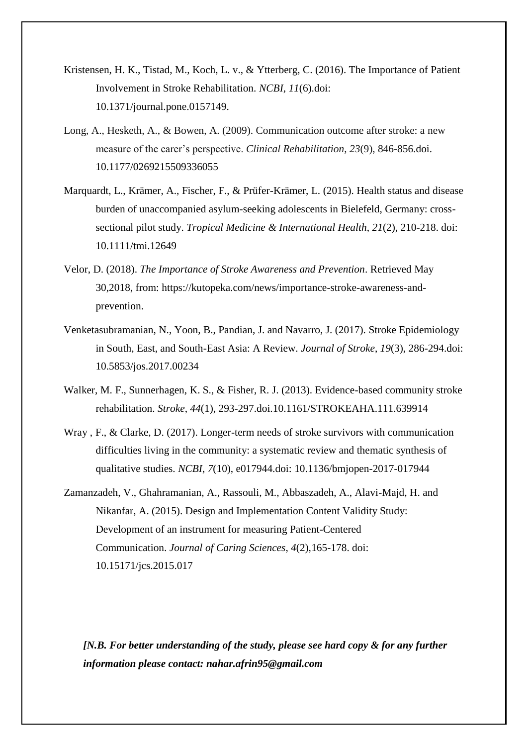Kristensen, H. K., Tistad, M., Koch, L. v., & Ytterberg, C. (2016). The Importance of Patient Involvement in Stroke Rehabilitation. *NCBI*, *11*(6).doi: 10.1371/journal.pone.0157149.

Long, A., Hesketh, A., & Bowen, A. (2009). Communication outcome after stroke: a new measure of the carer's perspective. *Clinical Rehabilitation*, *23*(9), 846-856.doi. 10.1177/0269215509336055

Marquardt, L., Krämer, A., Fischer, F., & Prüfer-Krämer, L. (2015). Health status and disease burden of unaccompanied asylum-seeking adolescents in Bielefeld, Germany: cross-sectional pilot study. *Tropical Medicine & International Health*, *21*(2), 210-218. doi: 10.1111/tmi.12649

Velor, D. (2018). *The Importance of Stroke Awareness and Prevention*. Retrieved May 30,2018, from: https://kutopeka.com/news/importance-stroke-awareness-and-prevention.

Venketasubramanian, N., Yoon, B., Pandian, J. and Navarro, J. (2017). Stroke Epidemiology in South, East, and South-East Asia: A Review. *Journal of Stroke*, *19*(3), 286-294.doi: 10.5853/jos.2017.00234

Walker, M. F., Sunnerhagen, K. S., & Fisher, R. J. (2013). Evidence-based community stroke rehabilitation. *Stroke*, *44*(1), 293-297.doi.10.1161/STROKEAHA.111.639914

Wray , F., & Clarke, D. (2017). Longer-term needs of stroke survivors with communication difficulties living in the community: a systematic review and thematic synthesis of qualitative studies. *NCBI*, *7*(10), e017944.doi: 10.1136/bmjopen-2017-017944

Zamanzadeh, V., Ghahramanian, A., Rassouli, M., Abbaszadeh, A., Alavi-Majd, H. and Nikanfar, A. (2015). Design and Implementation Content Validity Study: Development of an instrument for measuring Patient-Centered Communication. *Journal of Caring Sciences*, *4*(2),165-178. doi: 10.15171/jcs.2015.017

***[N.B. For better understanding of the study, please see hard copy & for any further information please contact: nahar.afrin95@gmail.com***